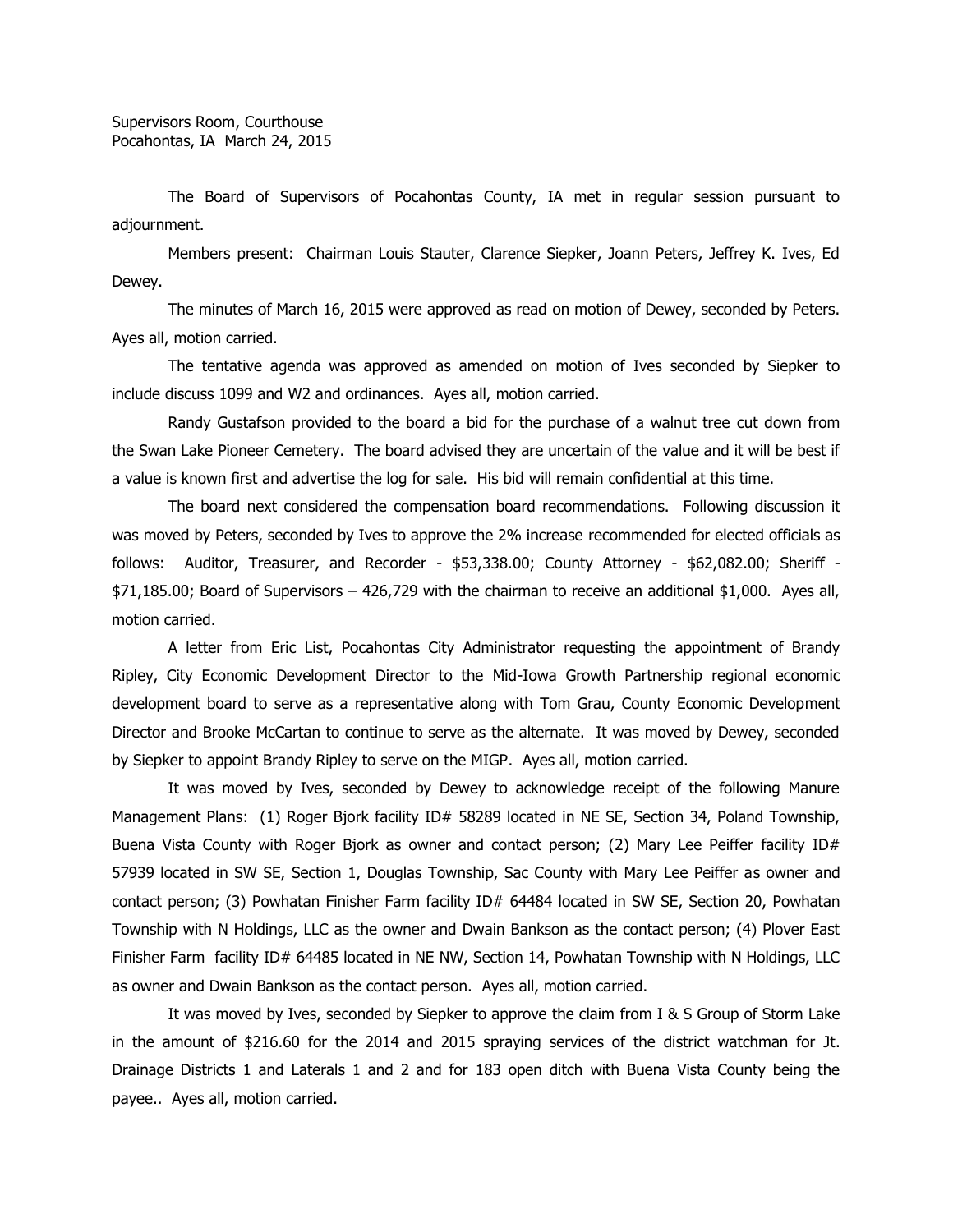Supervisors Room, Courthouse
Pocahontas, IA March 24, 2015

The Board of Supervisors of Pocahontas County, IA met in regular session pursuant to adjournment.

Members present: Chairman Louis Stauter, Clarence Siepker, Joann Peters, Jeffrey K. Ives, Ed Dewey.

The minutes of March 16, 2015 were approved as read on motion of Dewey, seconded by Peters. Ayes all, motion carried.

The tentative agenda was approved as amended on motion of Ives seconded by Siepker to include discuss 1099 and W2 and ordinances. Ayes all, motion carried.

Randy Gustafson provided to the board a bid for the purchase of a walnut tree cut down from the Swan Lake Pioneer Cemetery. The board advised they are uncertain of the value and it will be best if a value is known first and advertise the log for sale. His bid will remain confidential at this time.

The board next considered the compensation board recommendations. Following discussion it was moved by Peters, seconded by Ives to approve the 2% increase recommended for elected officials as follows: Auditor, Treasurer, and Recorder - $53,338.00; County Attorney - $62,082.00; Sheriff - $71,185.00; Board of Supervisors – 426,729 with the chairman to receive an additional $1,000. Ayes all, motion carried.

A letter from Eric List, Pocahontas City Administrator requesting the appointment of Brandy Ripley, City Economic Development Director to the Mid-Iowa Growth Partnership regional economic development board to serve as a representative along with Tom Grau, County Economic Development Director and Brooke McCartan to continue to serve as the alternate. It was moved by Dewey, seconded by Siepker to appoint Brandy Ripley to serve on the MIGP. Ayes all, motion carried.

It was moved by Ives, seconded by Dewey to acknowledge receipt of the following Manure Management Plans: (1) Roger Bjork facility ID# 58289 located in NE SE, Section 34, Poland Township, Buena Vista County with Roger Bjork as owner and contact person; (2) Mary Lee Peiffer facility ID# 57939 located in SW SE, Section 1, Douglas Township, Sac County with Mary Lee Peiffer as owner and contact person; (3) Powhatan Finisher Farm facility ID# 64484 located in SW SE, Section 20, Powhatan Township with N Holdings, LLC as the owner and Dwain Bankson as the contact person; (4) Plover East Finisher Farm facility ID# 64485 located in NE NW, Section 14, Powhatan Township with N Holdings, LLC as owner and Dwain Bankson as the contact person. Ayes all, motion carried.

It was moved by Ives, seconded by Siepker to approve the claim from I & S Group of Storm Lake in the amount of $216.60 for the 2014 and 2015 spraying services of the district watchman for Jt. Drainage Districts 1 and Laterals 1 and 2 and for 183 open ditch with Buena Vista County being the payee.. Ayes all, motion carried.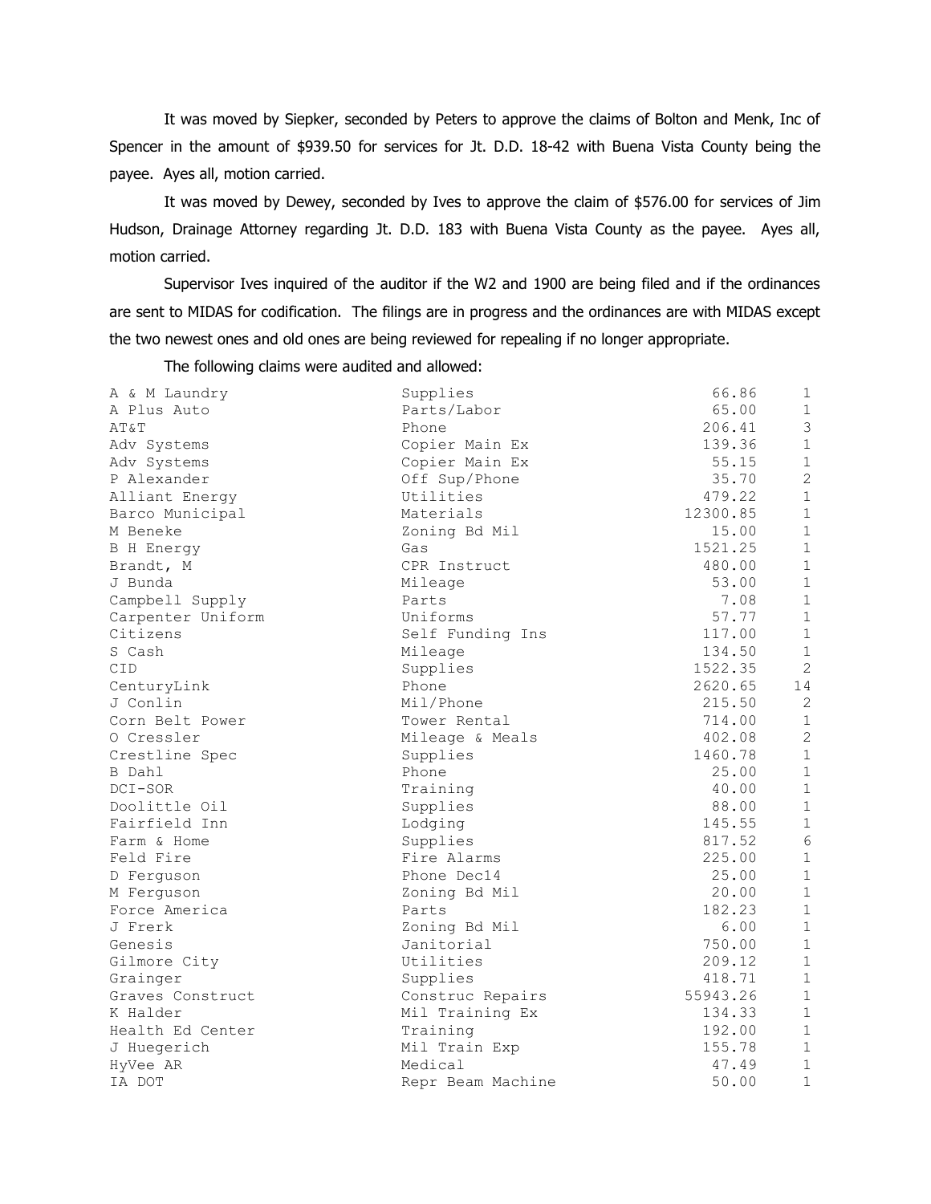It was moved by Siepker, seconded by Peters to approve the claims of Bolton and Menk, Inc of Spencer in the amount of $939.50 for services for Jt. D.D. 18-42 with Buena Vista County being the payee. Ayes all, motion carried.

It was moved by Dewey, seconded by Ives to approve the claim of $576.00 for services of Jim Hudson, Drainage Attorney regarding Jt. D.D. 183 with Buena Vista County as the payee. Ayes all, motion carried.

Supervisor Ives inquired of the auditor if the W2 and 1900 are being filed and if the ordinances are sent to MIDAS for codification. The filings are in progress and the ordinances are with MIDAS except the two newest ones and old ones are being reviewed for repealing if no longer appropriate.

The following claims were audited and allowed:

| | | | |
|---|---|---|---|
| A & M Laundry | Supplies | 66.86 | 1 |
| A Plus Auto | Parts/Labor | 65.00 | 1 |
| AT&T | Phone | 206.41 | 3 |
| Adv Systems | Copier Main Ex | 139.36 | 1 |
| Adv Systems | Copier Main Ex | 55.15 | 1 |
| P Alexander | Off Sup/Phone | 35.70 | 2 |
| Alliant Energy | Utilities | 479.22 | 1 |
| Barco Municipal | Materials | 12300.85 | 1 |
| M Beneke | Zoning Bd Mil | 15.00 | 1 |
| B H Energy | Gas | 1521.25 | 1 |
| Brandt, M | CPR Instruct | 480.00 | 1 |
| J Bunda | Mileage | 53.00 | 1 |
| Campbell Supply | Parts | 7.08 | 1 |
| Carpenter Uniform | Uniforms | 57.77 | 1 |
| Citizens | Self Funding Ins | 117.00 | 1 |
| S Cash | Mileage | 134.50 | 1 |
| CID | Supplies | 1522.35 | 2 |
| CenturyLink | Phone | 2620.65 | 14 |
| J Conlin | Mil/Phone | 215.50 | 2 |
| Corn Belt Power | Tower Rental | 714.00 | 1 |
| O Cressler | Mileage & Meals | 402.08 | 2 |
| Crestline Spec | Supplies | 1460.78 | 1 |
| B Dahl | Phone | 25.00 | 1 |
| DCI-SOR | Training | 40.00 | 1 |
| Doolittle Oil | Supplies | 88.00 | 1 |
| Fairfield Inn | Lodging | 145.55 | 1 |
| Farm & Home | Supplies | 817.52 | 6 |
| Feld Fire | Fire Alarms | 225.00 | 1 |
| D Ferguson | Phone Dec14 | 25.00 | 1 |
| M Ferguson | Zoning Bd Mil | 20.00 | 1 |
| Force America | Parts | 182.23 | 1 |
| J Frerk | Zoning Bd Mil | 6.00 | 1 |
| Genesis | Janitorial | 750.00 | 1 |
| Gilmore City | Utilities | 209.12 | 1 |
| Grainger | Supplies | 418.71 | 1 |
| Graves Construct | Construc Repairs | 55943.26 | 1 |
| K Halder | Mil Training Ex | 134.33 | 1 |
| Health Ed Center | Training | 192.00 | 1 |
| J Huegerich | Mil Train Exp | 155.78 | 1 |
| HyVee AR | Medical | 47.49 | 1 |
| IA DOT | Repr Beam Machine | 50.00 | 1 |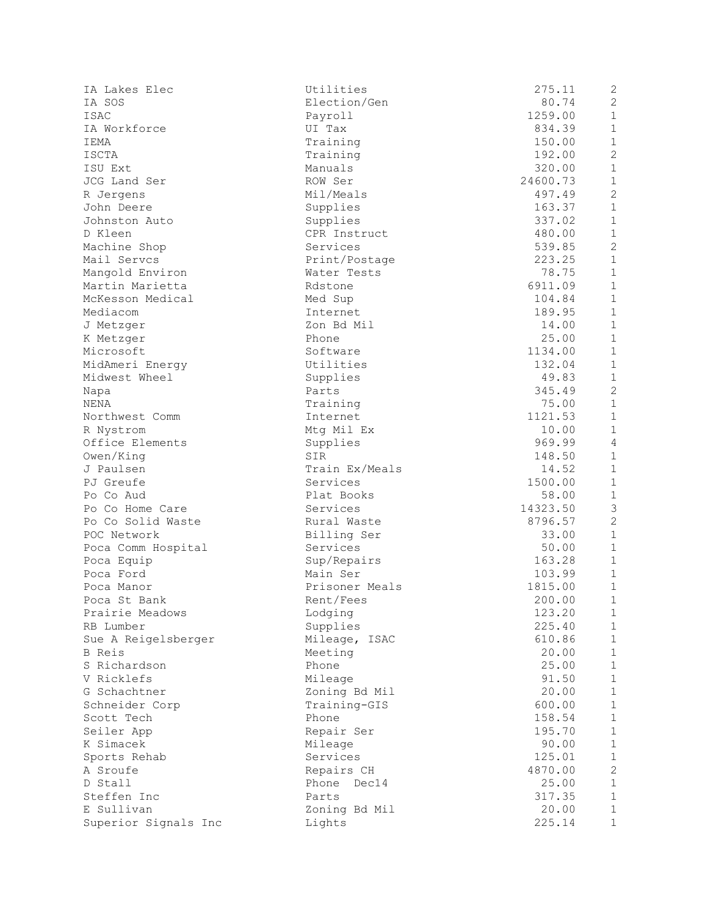| | | | |
|---|---|---|---|
| IA Lakes Elec | Utilities | 275.11 | 2 |
| IA SOS | Election/Gen | 80.74 | 2 |
| ISAC | Payroll | 1259.00 | 1 |
| IA Workforce | UI Tax | 834.39 | 1 |
| IEMA | Training | 150.00 | 1 |
| ISCTA | Training | 192.00 | 2 |
| ISU Ext | Manuals | 320.00 | 1 |
| JCG Land Ser | ROW Ser | 24600.73 | 1 |
| R Jergens | Mil/Meals | 497.49 | 2 |
| John Deere | Supplies | 163.37 | 1 |
| Johnston Auto | Supplies | 337.02 | 1 |
| D Kleen | CPR Instruct | 480.00 | 1 |
| Machine Shop | Services | 539.85 | 2 |
| Mail Servcs | Print/Postage | 223.25 | 1 |
| Mangold Environ | Water Tests | 78.75 | 1 |
| Martin Marietta | Rdstone | 6911.09 | 1 |
| McKesson Medical | Med Sup | 104.84 | 1 |
| Mediacom | Internet | 189.95 | 1 |
| J Metzger | Zon Bd Mil | 14.00 | 1 |
| K Metzger | Phone | 25.00 | 1 |
| Microsoft | Software | 1134.00 | 1 |
| MidAmeri Energy | Utilities | 132.04 | 1 |
| Midwest Wheel | Supplies | 49.83 | 1 |
| Napa | Parts | 345.49 | 2 |
| NENA | Training | 75.00 | 1 |
| Northwest Comm | Internet | 1121.53 | 1 |
| R Nystrom | Mtg Mil Ex | 10.00 | 1 |
| Office Elements | Supplies | 969.99 | 4 |
| Owen/King | SIR | 148.50 | 1 |
| J Paulsen | Train Ex/Meals | 14.52 | 1 |
| PJ Greufe | Services | 1500.00 | 1 |
| Po Co Aud | Plat Books | 58.00 | 1 |
| Po Co Home Care | Services | 14323.50 | 3 |
| Po Co Solid Waste | Rural Waste | 8796.57 | 2 |
| POC Network | Billing Ser | 33.00 | 1 |
| Poca Comm Hospital | Services | 50.00 | 1 |
| Poca Equip | Sup/Repairs | 163.28 | 1 |
| Poca Ford | Main Ser | 103.99 | 1 |
| Poca Manor | Prisoner Meals | 1815.00 | 1 |
| Poca St Bank | Rent/Fees | 200.00 | 1 |
| Prairie Meadows | Lodging | 123.20 | 1 |
| RB Lumber | Supplies | 225.40 | 1 |
| Sue A Reigelsberger | Mileage, ISAC | 610.86 | 1 |
| B Reis | Meeting | 20.00 | 1 |
| S Richardson | Phone | 25.00 | 1 |
| V Ricklefs | Mileage | 91.50 | 1 |
| G Schachtner | Zoning Bd Mil | 20.00 | 1 |
| Schneider Corp | Training-GIS | 600.00 | 1 |
| Scott Tech | Phone | 158.54 | 1 |
| Seiler App | Repair Ser | 195.70 | 1 |
| K Simacek | Mileage | 90.00 | 1 |
| Sports Rehab | Services | 125.01 | 1 |
| A Sroufe | Repairs CH | 4870.00 | 2 |
| D Stall | Phone Dec14 | 25.00 | 1 |
| Steffen Inc | Parts | 317.35 | 1 |
| E Sullivan | Zoning Bd Mil | 20.00 | 1 |
| Superior Signals Inc | Lights | 225.14 | 1 |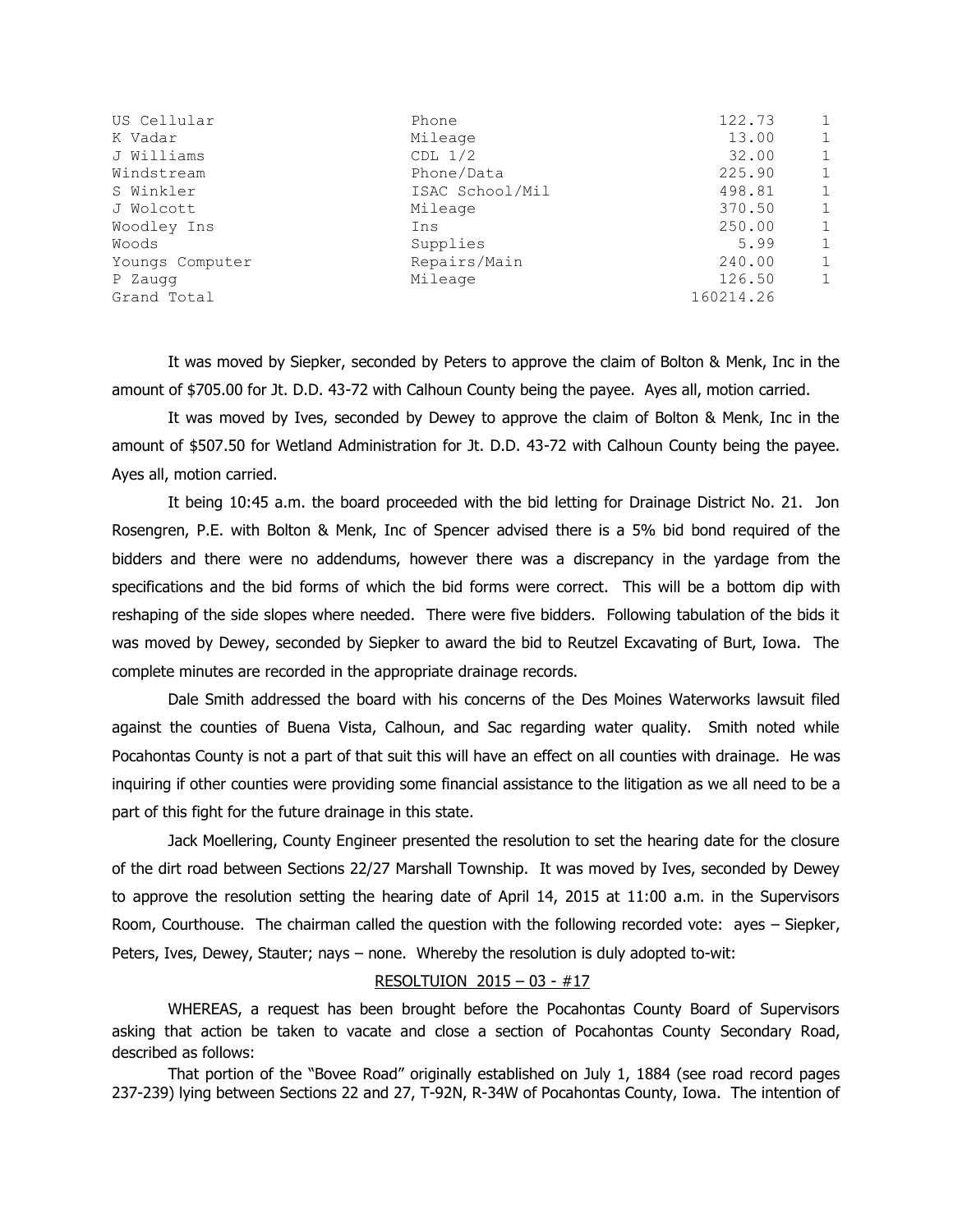| | | | |
|---|---|---|---|
| US Cellular | Phone | 122.73 | 1 |
| K Vadar | Mileage | 13.00 | 1 |
| J Williams | CDL 1/2 | 32.00 | 1 |
| Windstream | Phone/Data | 225.90 | 1 |
| S Winkler | ISAC School/Mil | 498.81 | 1 |
| J Wolcott | Mileage | 370.50 | 1 |
| Woodley Ins | Ins | 250.00 | 1 |
| Woods | Supplies | 5.99 | 1 |
| Youngs Computer | Repairs/Main | 240.00 | 1 |
| P Zaugg | Mileage | 126.50 | 1 |
| Grand Total | | 160214.26 | |

It was moved by Siepker, seconded by Peters to approve the claim of Bolton & Menk, Inc in the amount of $705.00 for Jt. D.D. 43-72 with Calhoun County being the payee. Ayes all, motion carried.

It was moved by Ives, seconded by Dewey to approve the claim of Bolton & Menk, Inc in the amount of $507.50 for Wetland Administration for Jt. D.D. 43-72 with Calhoun County being the payee. Ayes all, motion carried.

It being 10:45 a.m. the board proceeded with the bid letting for Drainage District No. 21. Jon Rosengren, P.E. with Bolton & Menk, Inc of Spencer advised there is a 5% bid bond required of the bidders and there were no addendums, however there was a discrepancy in the yardage from the specifications and the bid forms of which the bid forms were correct. This will be a bottom dip with reshaping of the side slopes where needed. There were five bidders. Following tabulation of the bids it was moved by Dewey, seconded by Siepker to award the bid to Reutzel Excavating of Burt, Iowa. The complete minutes are recorded in the appropriate drainage records.

Dale Smith addressed the board with his concerns of the Des Moines Waterworks lawsuit filed against the counties of Buena Vista, Calhoun, and Sac regarding water quality. Smith noted while Pocahontas County is not a part of that suit this will have an effect on all counties with drainage. He was inquiring if other counties were providing some financial assistance to the litigation as we all need to be a part of this fight for the future drainage in this state.

Jack Moellering, County Engineer presented the resolution to set the hearing date for the closure of the dirt road between Sections 22/27 Marshall Township. It was moved by Ives, seconded by Dewey to approve the resolution setting the hearing date of April 14, 2015 at 11:00 a.m. in the Supervisors Room, Courthouse. The chairman called the question with the following recorded vote: ayes – Siepker, Peters, Ives, Dewey, Stauter; nays – none. Whereby the resolution is duly adopted to-wit:

RESOLTUION 2015 – 03 - #17

WHEREAS, a request has been brought before the Pocahontas County Board of Supervisors asking that action be taken to vacate and close a section of Pocahontas County Secondary Road, described as follows:

That portion of the "Bovee Road" originally established on July 1, 1884 (see road record pages 237-239) lying between Sections 22 and 27, T-92N, R-34W of Pocahontas County, Iowa. The intention of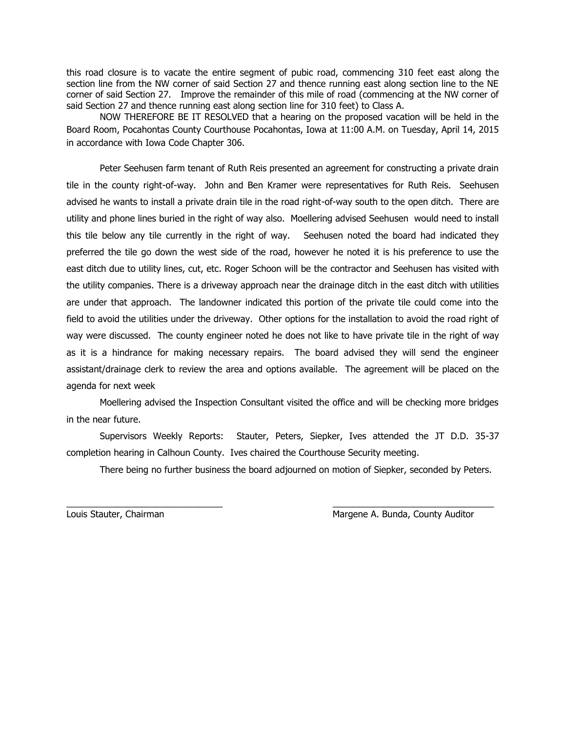this road closure is to vacate the entire segment of pubic road, commencing 310 feet east along the section line from the NW corner of said Section 27 and thence running east along section line to the NE corner of said Section 27. Improve the remainder of this mile of road (commencing at the NW corner of said Section 27 and thence running east along section line for 310 feet) to Class A.

NOW THEREFORE BE IT RESOLVED that a hearing on the proposed vacation will be held in the Board Room, Pocahontas County Courthouse Pocahontas, Iowa at 11:00 A.M. on Tuesday, April 14, 2015 in accordance with Iowa Code Chapter 306.

Peter Seehusen farm tenant of Ruth Reis presented an agreement for constructing a private drain tile in the county right-of-way. John and Ben Kramer were representatives for Ruth Reis. Seehusen advised he wants to install a private drain tile in the road right-of-way south to the open ditch. There are utility and phone lines buried in the right of way also. Moellering advised Seehusen would need to install this tile below any tile currently in the right of way. Seehusen noted the board had indicated they preferred the tile go down the west side of the road, however he noted it is his preference to use the east ditch due to utility lines, cut, etc. Roger Schoon will be the contractor and Seehusen has visited with the utility companies. There is a driveway approach near the drainage ditch in the east ditch with utilities are under that approach. The landowner indicated this portion of the private tile could come into the field to avoid the utilities under the driveway. Other options for the installation to avoid the road right of way were discussed. The county engineer noted he does not like to have private tile in the right of way as it is a hindrance for making necessary repairs. The board advised they will send the engineer assistant/drainage clerk to review the area and options available. The agreement will be placed on the agenda for next week

Moellering advised the Inspection Consultant visited the office and will be checking more bridges in the near future.

Supervisors Weekly Reports: Stauter, Peters, Siepker, Ives attended the JT D.D. 35-37 completion hearing in Calhoun County. Ives chaired the Courthouse Security meeting.

There being no further business the board adjourned on motion of Siepker, seconded by Peters.

\_\_\_\_\_\_\_\_\_\_\_\_\_\_\_\_\_\_\_\_\_\_\_\_\_\_\_\_\_\_ \_\_\_\_\_\_\_\_\_\_\_\_\_\_\_\_\_\_\_\_\_\_\_\_\_\_\_\_\_\_

Louis Stauter, Chairman Margene A. Bunda, County Auditor